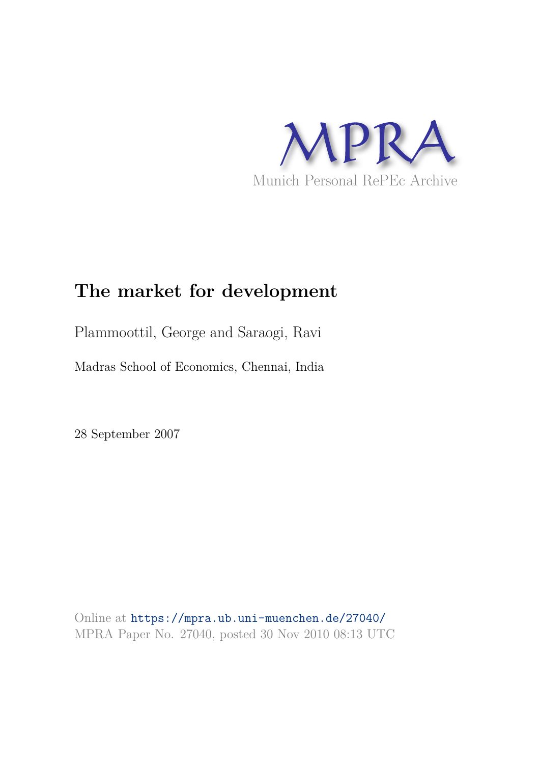MPRA

Munich Personal RePEc Archive

# The market for development

Plammoottil, George and Saraogi, Ravi

Madras School of Economics, Chennai, India

28 September 2007

Online at https://mpra.ub.uni-muenchen.de/27040/
MPRA Paper No. 27040, posted 30 Nov 2010 08:13 UTC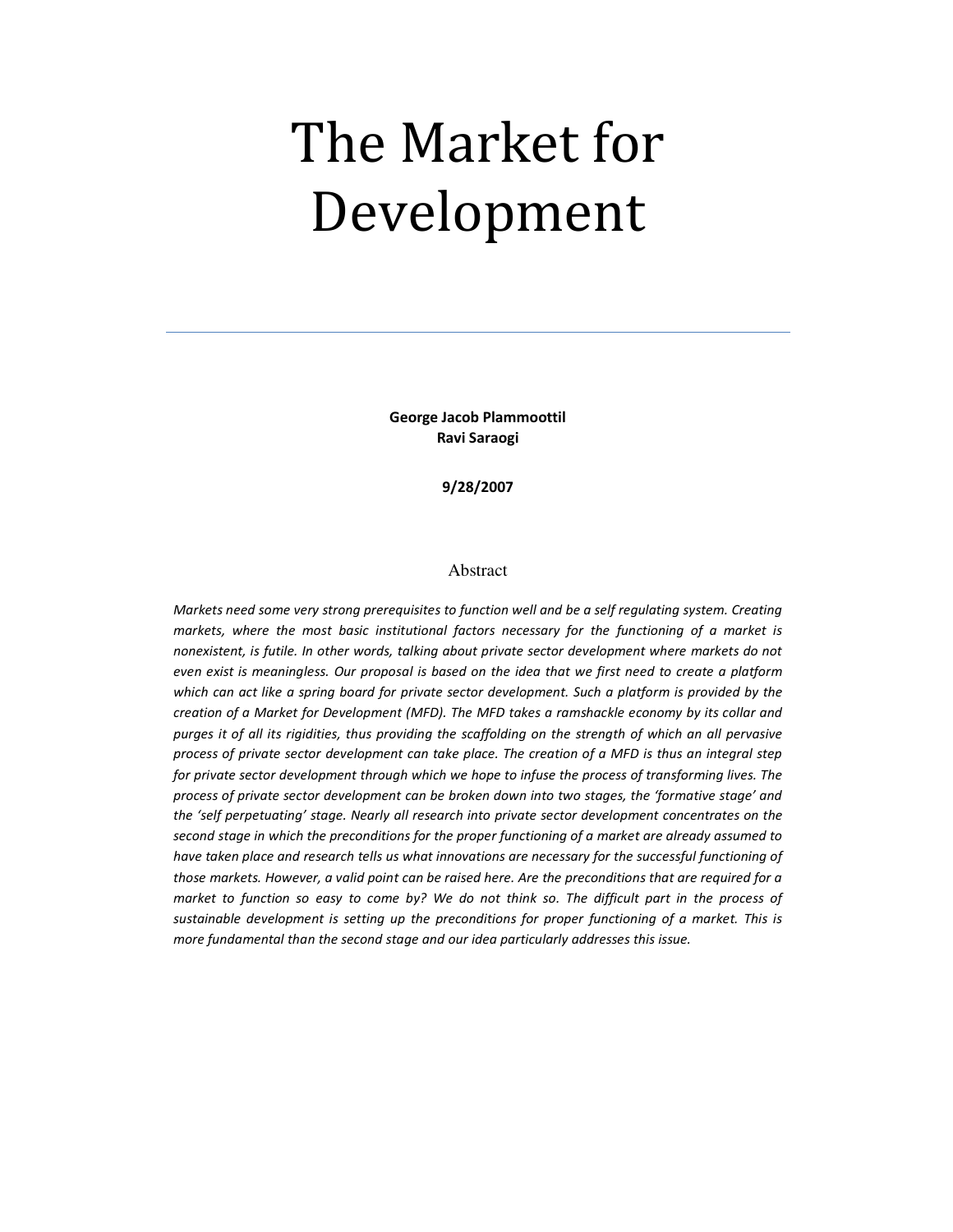# The Market for Development

---

**George Jacob Plammoottil**
**Ravi Saraogi**

**9/28/2007**

## Abstract

*Markets need some very strong prerequisites to function well and be a self regulating system. Creating markets, where the most basic institutional factors necessary for the functioning of a market is nonexistent, is futile. In other words, talking about private sector development where markets do not even exist is meaningless. Our proposal is based on the idea that we first need to create a platform which can act like a spring board for private sector development. Such a platform is provided by the creation of a Market for Development (MFD). The MFD takes a ramshackle economy by its collar and purges it of all its rigidities, thus providing the scaffolding on the strength of which an all pervasive process of private sector development can take place. The creation of a MFD is thus an integral step for private sector development through which we hope to infuse the process of transforming lives. The process of private sector development can be broken down into two stages, the 'formative stage' and the 'self perpetuating' stage. Nearly all research into private sector development concentrates on the second stage in which the preconditions for the proper functioning of a market are already assumed to have taken place and research tells us what innovations are necessary for the successful functioning of those markets. However, a valid point can be raised here. Are the preconditions that are required for a market to function so easy to come by? We do not think so. The difficult part in the process of sustainable development is setting up the preconditions for proper functioning of a market. This is more fundamental than the second stage and our idea particularly addresses this issue.*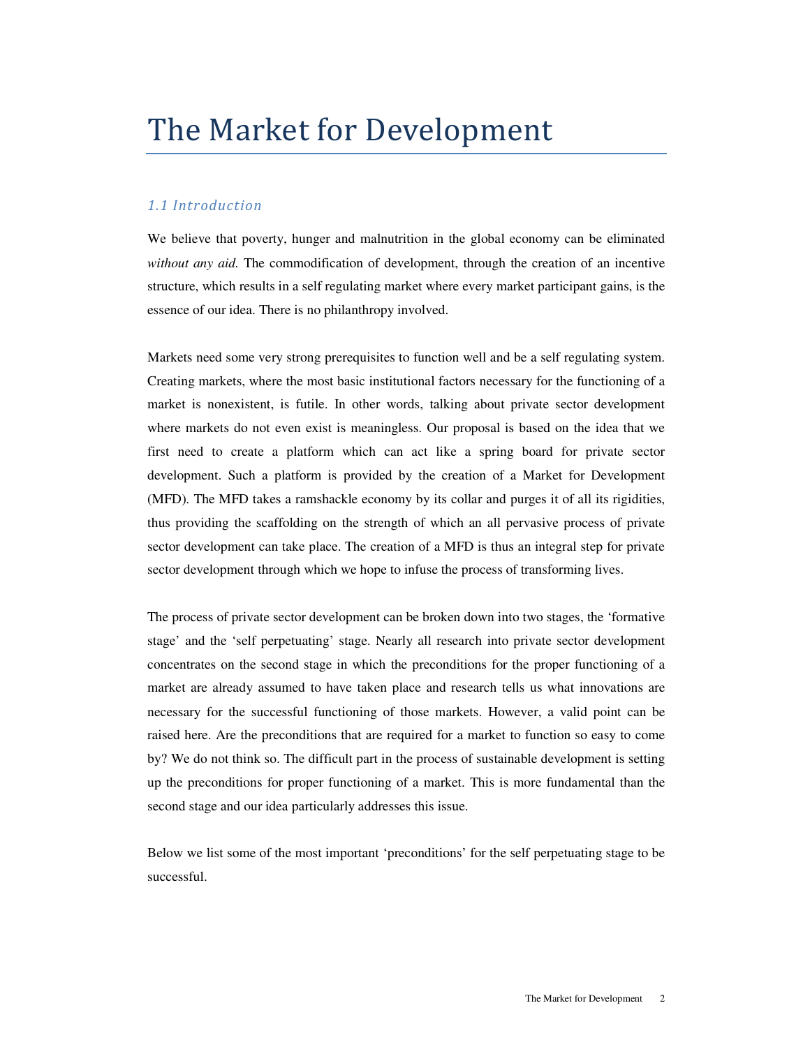# The Market for Development

### *1.1 Introduction*

We believe that poverty, hunger and malnutrition in the global economy can be eliminated *without any aid.* The commodification of development, through the creation of an incentive structure, which results in a self regulating market where every market participant gains, is the essence of our idea. There is no philanthropy involved.

Markets need some very strong prerequisites to function well and be a self regulating system. Creating markets, where the most basic institutional factors necessary for the functioning of a market is nonexistent, is futile. In other words, talking about private sector development where markets do not even exist is meaningless. Our proposal is based on the idea that we first need to create a platform which can act like a spring board for private sector development. Such a platform is provided by the creation of a Market for Development (MFD). The MFD takes a ramshackle economy by its collar and purges it of all its rigidities, thus providing the scaffolding on the strength of which an all pervasive process of private sector development can take place. The creation of a MFD is thus an integral step for private sector development through which we hope to infuse the process of transforming lives.

The process of private sector development can be broken down into two stages, the 'formative stage' and the 'self perpetuating' stage. Nearly all research into private sector development concentrates on the second stage in which the preconditions for the proper functioning of a market are already assumed to have taken place and research tells us what innovations are necessary for the successful functioning of those markets. However, a valid point can be raised here. Are the preconditions that are required for a market to function so easy to come by? We do not think so. The difficult part in the process of sustainable development is setting up the preconditions for proper functioning of a market. This is more fundamental than the second stage and our idea particularly addresses this issue.

Below we list some of the most important 'preconditions' for the self perpetuating stage to be successful.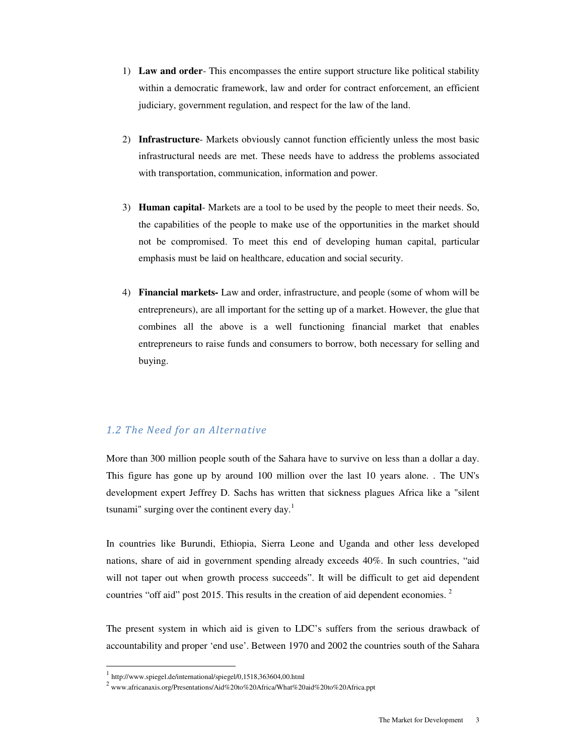1) **Law and order**- This encompasses the entire support structure like political stability within a democratic framework, law and order for contract enforcement, an efficient judiciary, government regulation, and respect for the law of the land.

2) **Infrastructure**- Markets obviously cannot function efficiently unless the most basic infrastructural needs are met. These needs have to address the problems associated with transportation, communication, information and power.

3) **Human capital**- Markets are a tool to be used by the people to meet their needs. So, the capabilities of the people to make use of the opportunities in the market should not be compromised. To meet this end of developing human capital, particular emphasis must be laid on healthcare, education and social security.

4) **Financial markets-** Law and order, infrastructure, and people (some of whom will be entrepreneurs), are all important for the setting up of a market. However, the glue that combines all the above is a well functioning financial market that enables entrepreneurs to raise funds and consumers to borrow, both necessary for selling and buying.

### *1.2 The Need for an Alternative*

More than 300 million people south of the Sahara have to survive on less than a dollar a day. This figure has gone up by around 100 million over the last 10 years alone. . The UN's development expert Jeffrey D. Sachs has written that sickness plagues Africa like a "silent tsunami" surging over the continent every day.[1]

In countries like Burundi, Ethiopia, Sierra Leone and Uganda and other less developed nations, share of aid in government spending already exceeds 40%. In such countries, "aid will not taper out when growth process succeeds". It will be difficult to get aid dependent countries "off aid" post 2015. This results in the creation of aid dependent economies. [2]

The present system in which aid is given to LDC's suffers from the serious drawback of accountability and proper 'end use'. Between 1970 and 2002 the countries south of the Sahara

---

[1] http://www.spiegel.de/international/spiegel/0,1518,363604,00.html

[2] www.africanaxis.org/Presentations/Aid%20to%20Africa/What%20aid%20to%20Africa.ppt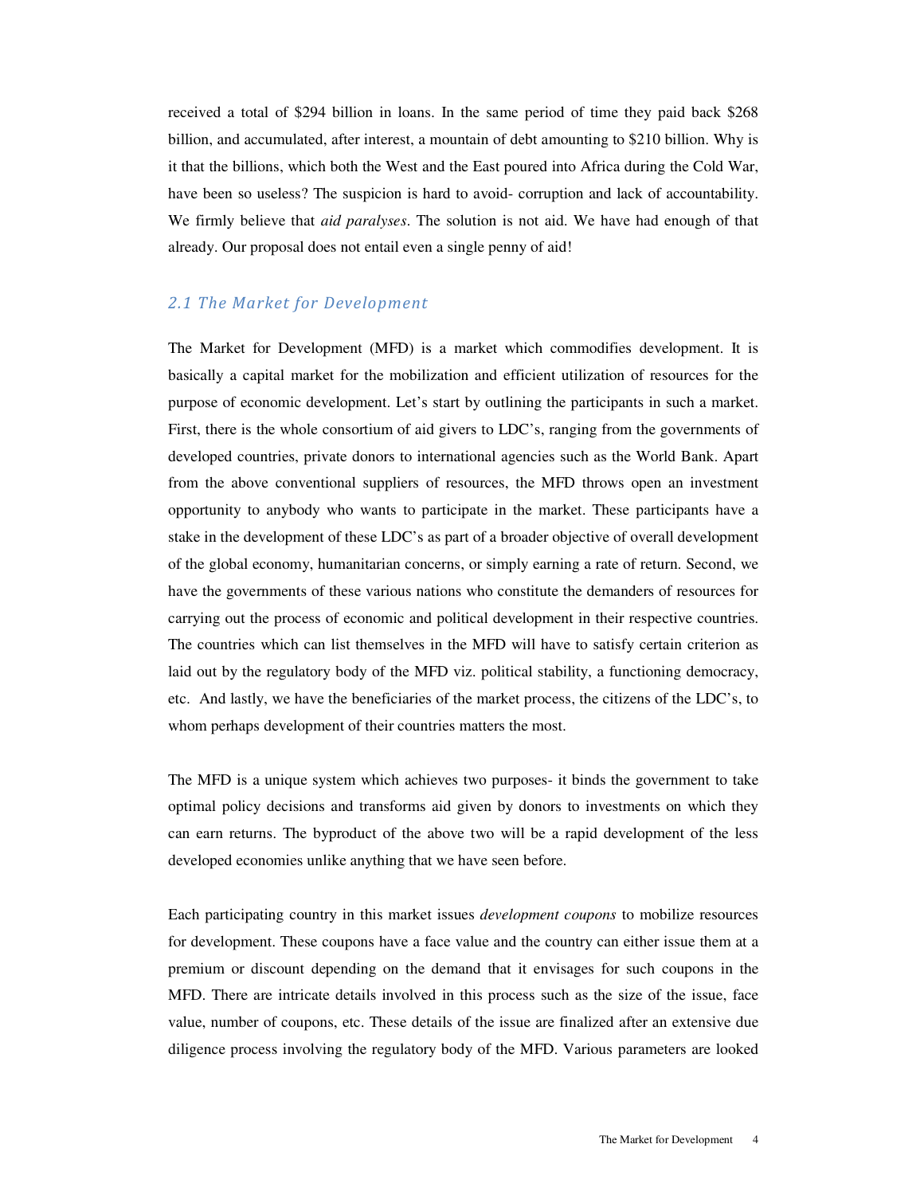received a total of $294 billion in loans. In the same period of time they paid back $268 billion, and accumulated, after interest, a mountain of debt amounting to $210 billion. Why is it that the billions, which both the West and the East poured into Africa during the Cold War, have been so useless? The suspicion is hard to avoid- corruption and lack of accountability. We firmly believe that *aid paralyses*. The solution is not aid. We have had enough of that already. Our proposal does not entail even a single penny of aid!

## *2.1 The Market for Development*

The Market for Development (MFD) is a market which commodifies development. It is basically a capital market for the mobilization and efficient utilization of resources for the purpose of economic development. Let's start by outlining the participants in such a market. First, there is the whole consortium of aid givers to LDC's, ranging from the governments of developed countries, private donors to international agencies such as the World Bank. Apart from the above conventional suppliers of resources, the MFD throws open an investment opportunity to anybody who wants to participate in the market. These participants have a stake in the development of these LDC's as part of a broader objective of overall development of the global economy, humanitarian concerns, or simply earning a rate of return. Second, we have the governments of these various nations who constitute the demanders of resources for carrying out the process of economic and political development in their respective countries. The countries which can list themselves in the MFD will have to satisfy certain criterion as laid out by the regulatory body of the MFD viz. political stability, a functioning democracy, etc. And lastly, we have the beneficiaries of the market process, the citizens of the LDC's, to whom perhaps development of their countries matters the most.

The MFD is a unique system which achieves two purposes- it binds the government to take optimal policy decisions and transforms aid given by donors to investments on which they can earn returns. The byproduct of the above two will be a rapid development of the less developed economies unlike anything that we have seen before.

Each participating country in this market issues *development coupons* to mobilize resources for development. These coupons have a face value and the country can either issue them at a premium or discount depending on the demand that it envisages for such coupons in the MFD. There are intricate details involved in this process such as the size of the issue, face value, number of coupons, etc. These details of the issue are finalized after an extensive due diligence process involving the regulatory body of the MFD. Various parameters are looked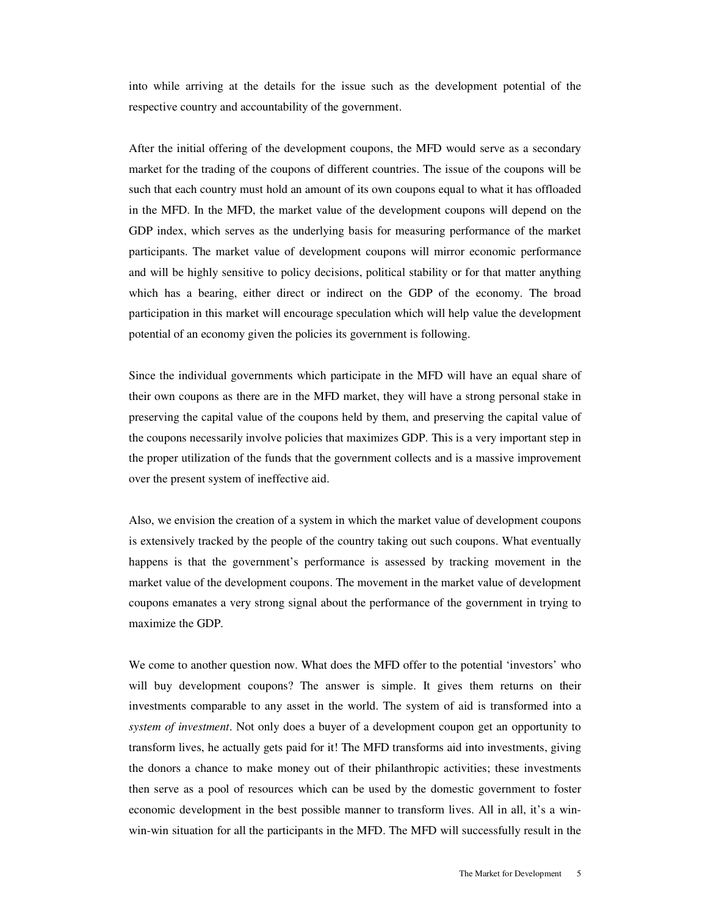into while arriving at the details for the issue such as the development potential of the respective country and accountability of the government.

After the initial offering of the development coupons, the MFD would serve as a secondary market for the trading of the coupons of different countries. The issue of the coupons will be such that each country must hold an amount of its own coupons equal to what it has offloaded in the MFD. In the MFD, the market value of the development coupons will depend on the GDP index, which serves as the underlying basis for measuring performance of the market participants. The market value of development coupons will mirror economic performance and will be highly sensitive to policy decisions, political stability or for that matter anything which has a bearing, either direct or indirect on the GDP of the economy. The broad participation in this market will encourage speculation which will help value the development potential of an economy given the policies its government is following.

Since the individual governments which participate in the MFD will have an equal share of their own coupons as there are in the MFD market, they will have a strong personal stake in preserving the capital value of the coupons held by them, and preserving the capital value of the coupons necessarily involve policies that maximizes GDP. This is a very important step in the proper utilization of the funds that the government collects and is a massive improvement over the present system of ineffective aid.

Also, we envision the creation of a system in which the market value of development coupons is extensively tracked by the people of the country taking out such coupons. What eventually happens is that the government's performance is assessed by tracking movement in the market value of the development coupons. The movement in the market value of development coupons emanates a very strong signal about the performance of the government in trying to maximize the GDP.

We come to another question now. What does the MFD offer to the potential 'investors' who will buy development coupons? The answer is simple. It gives them returns on their investments comparable to any asset in the world. The system of aid is transformed into a *system of investment*. Not only does a buyer of a development coupon get an opportunity to transform lives, he actually gets paid for it! The MFD transforms aid into investments, giving the donors a chance to make money out of their philanthropic activities; these investments then serve as a pool of resources which can be used by the domestic government to foster economic development in the best possible manner to transform lives. All in all, it's a win-win-win situation for all the participants in the MFD. The MFD will successfully result in the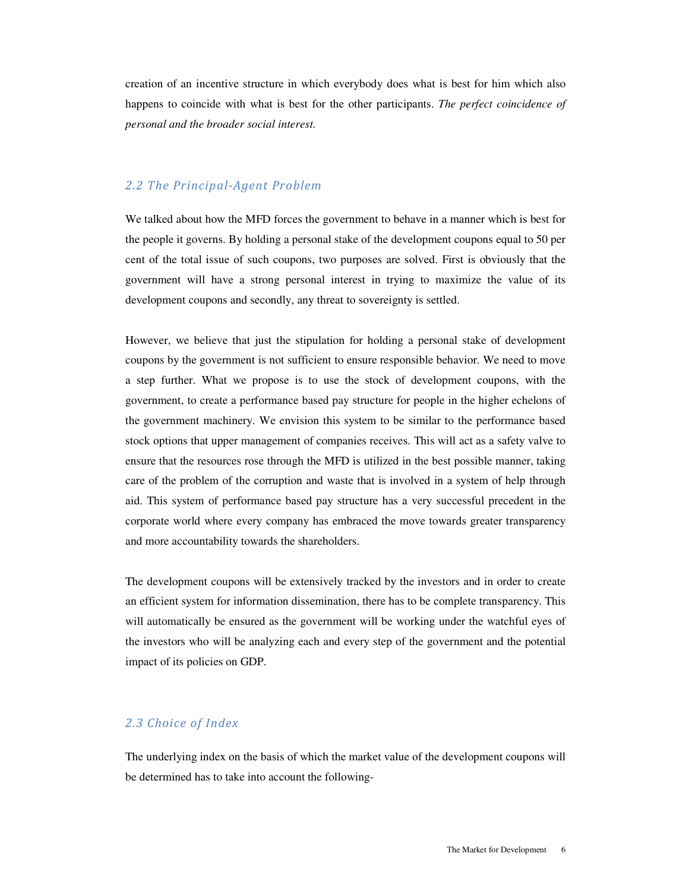creation of an incentive structure in which everybody does what is best for him which also happens to coincide with what is best for the other participants. *The perfect coincidence of personal and the broader social interest.*

## *2.2 The Principal-Agent Problem*

We talked about how the MFD forces the government to behave in a manner which is best for the people it governs. By holding a personal stake of the development coupons equal to 50 per cent of the total issue of such coupons, two purposes are solved. First is obviously that the government will have a strong personal interest in trying to maximize the value of its development coupons and secondly, any threat to sovereignty is settled.

However, we believe that just the stipulation for holding a personal stake of development coupons by the government is not sufficient to ensure responsible behavior. We need to move a step further. What we propose is to use the stock of development coupons, with the government, to create a performance based pay structure for people in the higher echelons of the government machinery. We envision this system to be similar to the performance based stock options that upper management of companies receives. This will act as a safety valve to ensure that the resources rose through the MFD is utilized in the best possible manner, taking care of the problem of the corruption and waste that is involved in a system of help through aid. This system of performance based pay structure has a very successful precedent in the corporate world where every company has embraced the move towards greater transparency and more accountability towards the shareholders.

The development coupons will be extensively tracked by the investors and in order to create an efficient system for information dissemination, there has to be complete transparency. This will automatically be ensured as the government will be working under the watchful eyes of the investors who will be analyzing each and every step of the government and the potential impact of its policies on GDP.

## *2.3 Choice of Index*

The underlying index on the basis of which the market value of the development coupons will be determined has to take into account the following-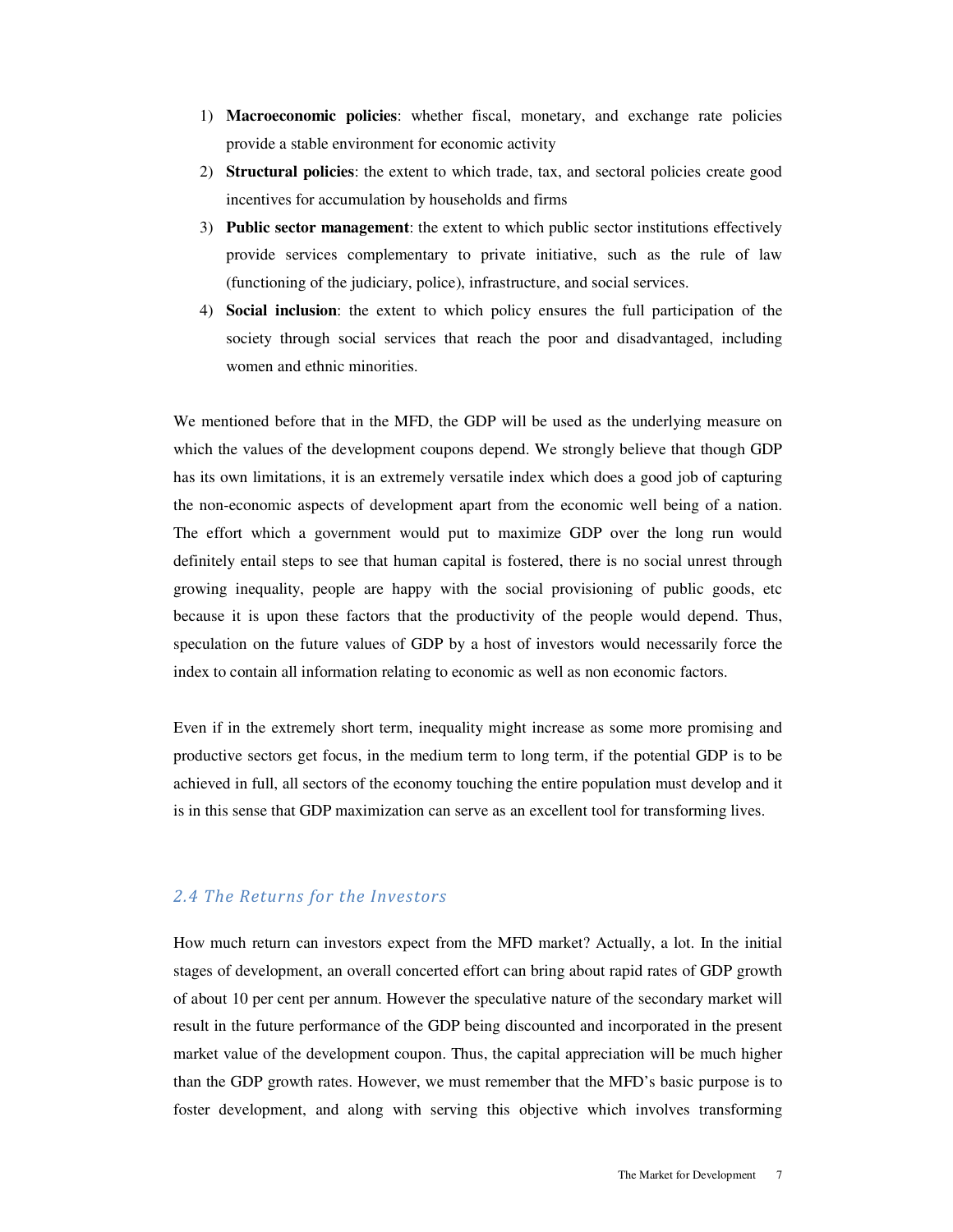1) **Macroeconomic policies**: whether fiscal, monetary, and exchange rate policies provide a stable environment for economic activity
2) **Structural policies**: the extent to which trade, tax, and sectoral policies create good incentives for accumulation by households and firms
3) **Public sector management**: the extent to which public sector institutions effectively provide services complementary to private initiative, such as the rule of law (functioning of the judiciary, police), infrastructure, and social services.
4) **Social inclusion**: the extent to which policy ensures the full participation of the society through social services that reach the poor and disadvantaged, including women and ethnic minorities.

We mentioned before that in the MFD, the GDP will be used as the underlying measure on which the values of the development coupons depend. We strongly believe that though GDP has its own limitations, it is an extremely versatile index which does a good job of capturing the non-economic aspects of development apart from the economic well being of a nation. The effort which a government would put to maximize GDP over the long run would definitely entail steps to see that human capital is fostered, there is no social unrest through growing inequality, people are happy with the social provisioning of public goods, etc because it is upon these factors that the productivity of the people would depend. Thus, speculation on the future values of GDP by a host of investors would necessarily force the index to contain all information relating to economic as well as non economic factors.

Even if in the extremely short term, inequality might increase as some more promising and productive sectors get focus, in the medium term to long term, if the potential GDP is to be achieved in full, all sectors of the economy touching the entire population must develop and it is in this sense that GDP maximization can serve as an excellent tool for transforming lives.

### *2.4 The Returns for the Investors*

How much return can investors expect from the MFD market? Actually, a lot. In the initial stages of development, an overall concerted effort can bring about rapid rates of GDP growth of about 10 per cent per annum. However the speculative nature of the secondary market will result in the future performance of the GDP being discounted and incorporated in the present market value of the development coupon. Thus, the capital appreciation will be much higher than the GDP growth rates. However, we must remember that the MFD's basic purpose is to foster development, and along with serving this objective which involves transforming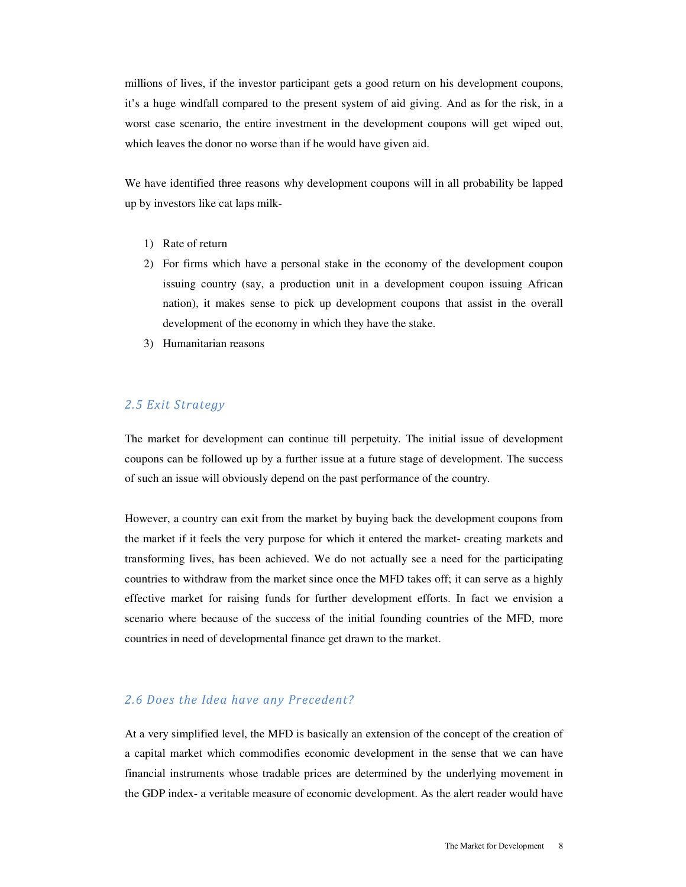millions of lives, if the investor participant gets a good return on his development coupons, it's a huge windfall compared to the present system of aid giving. And as for the risk, in a worst case scenario, the entire investment in the development coupons will get wiped out, which leaves the donor no worse than if he would have given aid.

We have identified three reasons why development coupons will in all probability be lapped up by investors like cat laps milk-

1) Rate of return
2) For firms which have a personal stake in the economy of the development coupon issuing country (say, a production unit in a development coupon issuing African nation), it makes sense to pick up development coupons that assist in the overall development of the economy in which they have the stake.
3) Humanitarian reasons

### *2.5 Exit Strategy*

The market for development can continue till perpetuity. The initial issue of development coupons can be followed up by a further issue at a future stage of development. The success of such an issue will obviously depend on the past performance of the country.

However, a country can exit from the market by buying back the development coupons from the market if it feels the very purpose for which it entered the market- creating markets and transforming lives, has been achieved. We do not actually see a need for the participating countries to withdraw from the market since once the MFD takes off; it can serve as a highly effective market for raising funds for further development efforts. In fact we envision a scenario where because of the success of the initial founding countries of the MFD, more countries in need of developmental finance get drawn to the market.

### *2.6 Does the Idea have any Precedent?*

At a very simplified level, the MFD is basically an extension of the concept of the creation of a capital market which commodifies economic development in the sense that we can have financial instruments whose tradable prices are determined by the underlying movement in the GDP index- a veritable measure of economic development. As the alert reader would have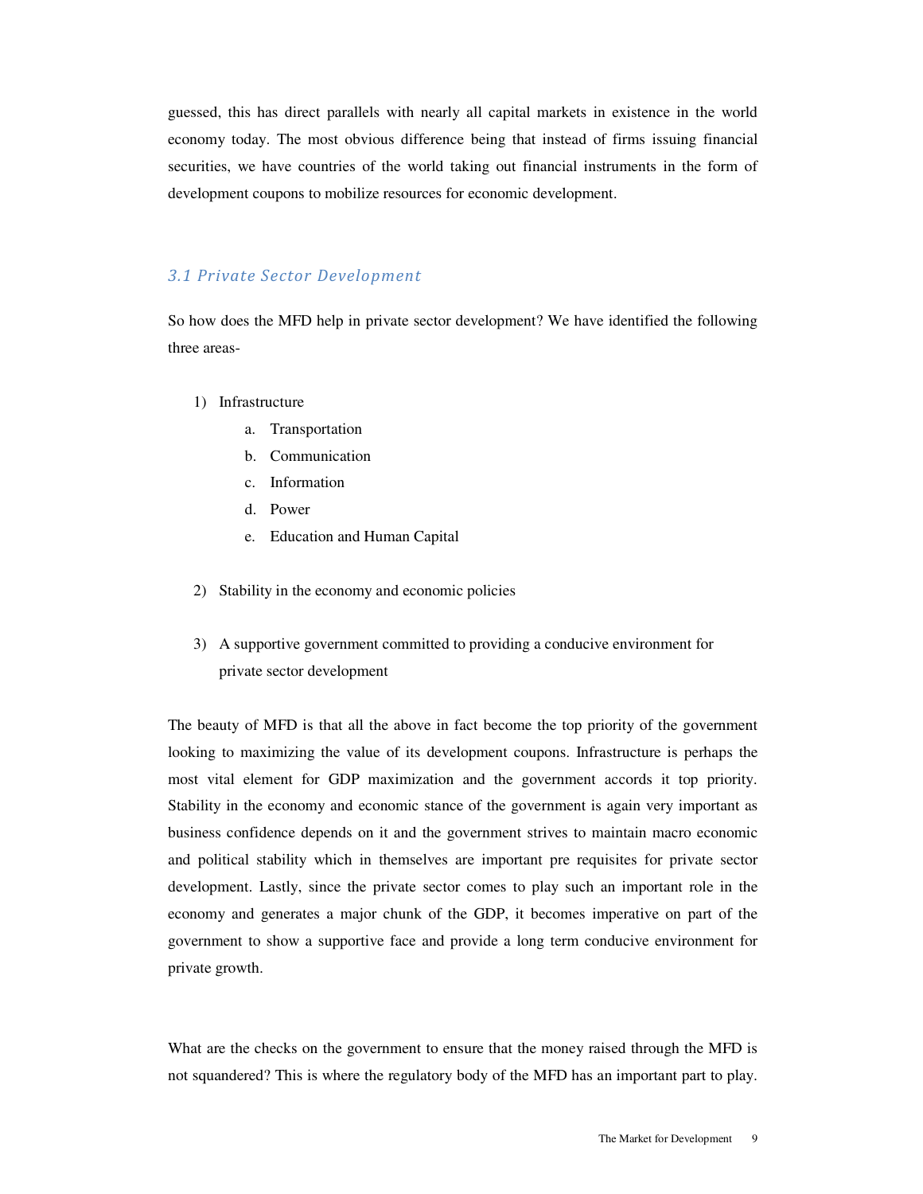guessed, this has direct parallels with nearly all capital markets in existence in the world economy today. The most obvious difference being that instead of firms issuing financial securities, we have countries of the world taking out financial instruments in the form of development coupons to mobilize resources for economic development.

### *3.1 Private Sector Development*

So how does the MFD help in private sector development? We have identified the following three areas-

1) Infrastructure
    a. Transportation
    b. Communication
    c. Information
    d. Power
    e. Education and Human Capital

2) Stability in the economy and economic policies

3) A supportive government committed to providing a conducive environment for private sector development

The beauty of MFD is that all the above in fact become the top priority of the government looking to maximizing the value of its development coupons. Infrastructure is perhaps the most vital element for GDP maximization and the government accords it top priority. Stability in the economy and economic stance of the government is again very important as business confidence depends on it and the government strives to maintain macro economic and political stability which in themselves are important pre requisites for private sector development. Lastly, since the private sector comes to play such an important role in the economy and generates a major chunk of the GDP, it becomes imperative on part of the government to show a supportive face and provide a long term conducive environment for private growth.

What are the checks on the government to ensure that the money raised through the MFD is not squandered? This is where the regulatory body of the MFD has an important part to play.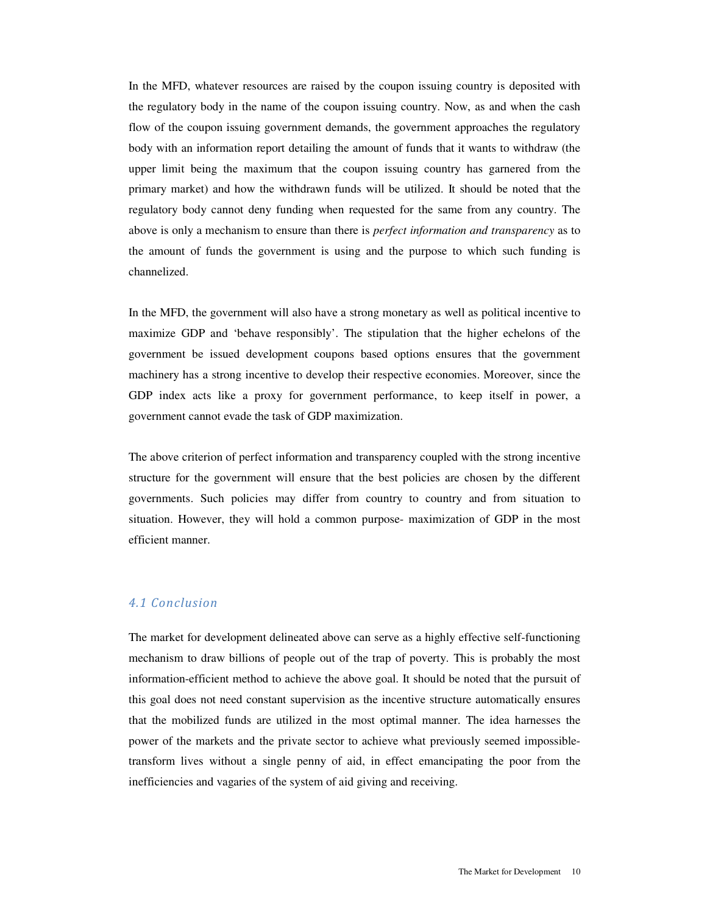In the MFD, whatever resources are raised by the coupon issuing country is deposited with the regulatory body in the name of the coupon issuing country. Now, as and when the cash flow of the coupon issuing government demands, the government approaches the regulatory body with an information report detailing the amount of funds that it wants to withdraw (the upper limit being the maximum that the coupon issuing country has garnered from the primary market) and how the withdrawn funds will be utilized. It should be noted that the regulatory body cannot deny funding when requested for the same from any country. The above is only a mechanism to ensure than there is *perfect information and transparency* as to the amount of funds the government is using and the purpose to which such funding is channelized.

In the MFD, the government will also have a strong monetary as well as political incentive to maximize GDP and 'behave responsibly'. The stipulation that the higher echelons of the government be issued development coupons based options ensures that the government machinery has a strong incentive to develop their respective economies. Moreover, since the GDP index acts like a proxy for government performance, to keep itself in power, a government cannot evade the task of GDP maximization.

The above criterion of perfect information and transparency coupled with the strong incentive structure for the government will ensure that the best policies are chosen by the different governments. Such policies may differ from country to country and from situation to situation. However, they will hold a common purpose- maximization of GDP in the most efficient manner.

## *4.1 Conclusion*

The market for development delineated above can serve as a highly effective self-functioning mechanism to draw billions of people out of the trap of poverty. This is probably the most information-efficient method to achieve the above goal. It should be noted that the pursuit of this goal does not need constant supervision as the incentive structure automatically ensures that the mobilized funds are utilized in the most optimal manner. The idea harnesses the power of the markets and the private sector to achieve what previously seemed impossible-transform lives without a single penny of aid, in effect emancipating the poor from the inefficiencies and vagaries of the system of aid giving and receiving.